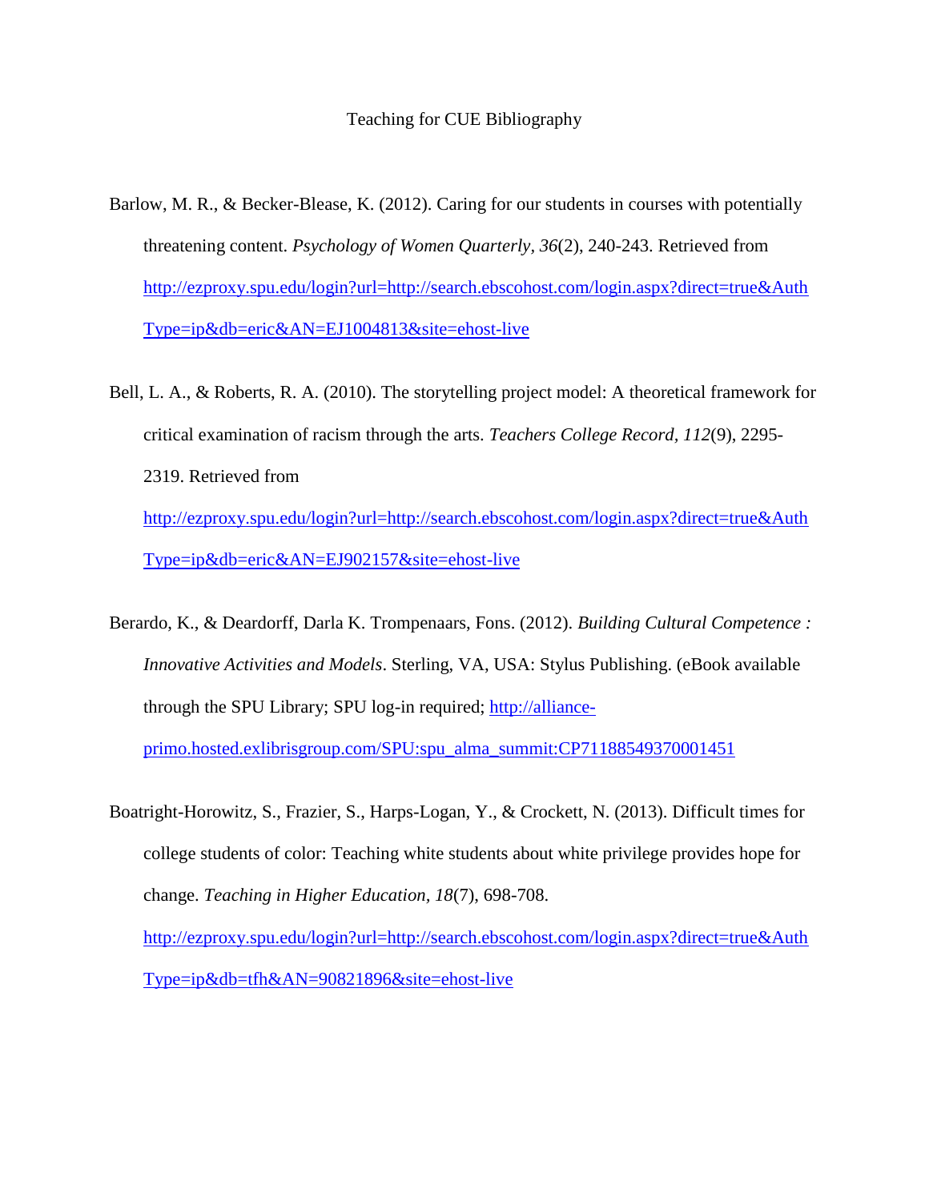# Teaching for CUE Bibliography

Barlow, M. R., & Becker-Blease, K. (2012). Caring for our students in courses with potentially threatening content. *Psychology of Women Quarterly*, *36*(2), 240-243. Retrieved from http://ezproxy.spu.edu/login?url=http://search.ebscohost.com/login.aspx?direct=true&AuthType=ip&db=eric&AN=EJ1004813&site=ehost-live

Bell, L. A., & Roberts, R. A. (2010). The storytelling project model: A theoretical framework for critical examination of racism through the arts. *Teachers College Record*, *112*(9), 2295-2319. Retrieved from http://ezproxy.spu.edu/login?url=http://search.ebscohost.com/login.aspx?direct=true&AuthType=ip&db=eric&AN=EJ902157&site=ehost-live

Berardo, K., & Deardorff, Darla K. Trompenaars, Fons. (2012). *Building Cultural Competence : Innovative Activities and Models*. Sterling, VA, USA: Stylus Publishing. (eBook available through the SPU Library; SPU log-in required; http://alliance-primo.hosted.exlibrisgroup.com/SPU:spu_alma_summit:CP71188549370001451

Boatright-Horowitz, S., Frazier, S., Harps-Logan, Y., & Crockett, N. (2013). Difficult times for college students of color: Teaching white students about white privilege provides hope for change. *Teaching in Higher Education*, *18*(7), 698-708. http://ezproxy.spu.edu/login?url=http://search.ebscohost.com/login.aspx?direct=true&AuthType=ip&db=tfh&AN=90821896&site=ehost-live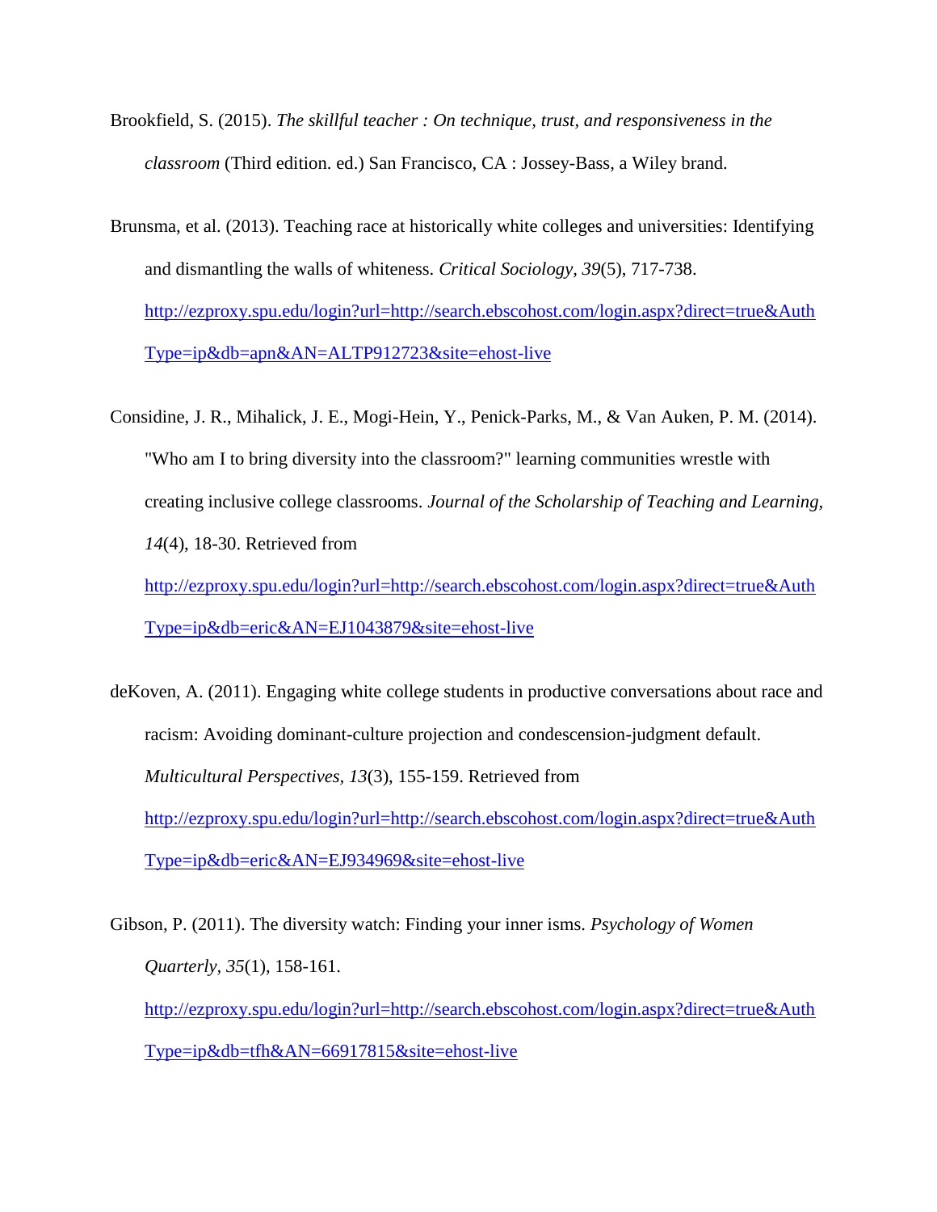Brookfield, S. (2015). *The skillful teacher : On technique, trust, and responsiveness in the classroom* (Third edition. ed.) San Francisco, CA : Jossey-Bass, a Wiley brand.

Brunsma, et al. (2013). Teaching race at historically white colleges and universities: Identifying and dismantling the walls of whiteness. *Critical Sociology, 39*(5), 717-738. http://ezproxy.spu.edu/login?url=http://search.ebscohost.com/login.aspx?direct=true&AuthType=ip&db=apn&AN=ALTP912723&site=ehost-live

Considine, J. R., Mihalick, J. E., Mogi-Hein, Y., Penick-Parks, M., & Van Auken, P. M. (2014). "Who am I to bring diversity into the classroom?" learning communities wrestle with creating inclusive college classrooms. *Journal of the Scholarship of Teaching and Learning, 14*(4), 18-30. Retrieved from http://ezproxy.spu.edu/login?url=http://search.ebscohost.com/login.aspx?direct=true&AuthType=ip&db=eric&AN=EJ1043879&site=ehost-live

deKoven, A. (2011). Engaging white college students in productive conversations about race and racism: Avoiding dominant-culture projection and condescension-judgment default. *Multicultural Perspectives, 13*(3), 155-159. Retrieved from http://ezproxy.spu.edu/login?url=http://search.ebscohost.com/login.aspx?direct=true&AuthType=ip&db=eric&AN=EJ934969&site=ehost-live

Gibson, P. (2011). The diversity watch: Finding your inner isms. *Psychology of Women Quarterly, 35*(1), 158-161. http://ezproxy.spu.edu/login?url=http://search.ebscohost.com/login.aspx?direct=true&AuthType=ip&db=tfh&AN=66917815&site=ehost-live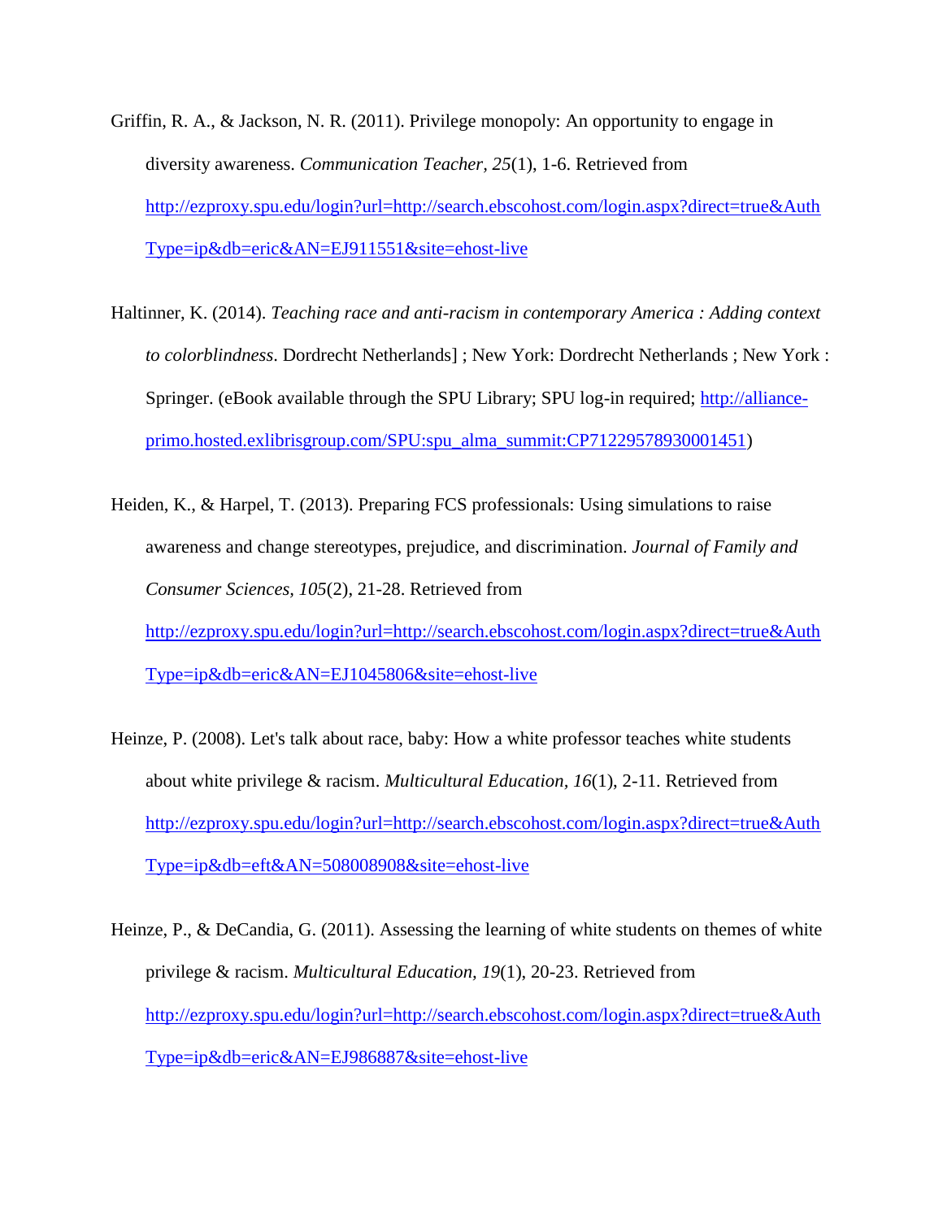Griffin, R. A., & Jackson, N. R. (2011). Privilege monopoly: An opportunity to engage in diversity awareness. *Communication Teacher, 25*(1), 1-6. Retrieved from http://ezproxy.spu.edu/login?url=http://search.ebscohost.com/login.aspx?direct=true&AuthType=ip&db=eric&AN=EJ911551&site=ehost-live

Haltinner, K. (2014). *Teaching race and anti-racism in contemporary America : Adding context to colorblindness*. Dordrecht Netherlands] ; New York: Dordrecht Netherlands ; New York : Springer. (eBook available through the SPU Library; SPU log-in required; http://alliance-primo.hosted.exlibrisgroup.com/SPU:spu_alma_summit:CP71229578930001451)

Heiden, K., & Harpel, T. (2013). Preparing FCS professionals: Using simulations to raise awareness and change stereotypes, prejudice, and discrimination. *Journal of Family and Consumer Sciences, 105*(2), 21-28. Retrieved from http://ezproxy.spu.edu/login?url=http://search.ebscohost.com/login.aspx?direct=true&AuthType=ip&db=eric&AN=EJ1045806&site=ehost-live

Heinze, P. (2008). Let's talk about race, baby: How a white professor teaches white students about white privilege & racism. *Multicultural Education, 16*(1), 2-11. Retrieved from http://ezproxy.spu.edu/login?url=http://search.ebscohost.com/login.aspx?direct=true&AuthType=ip&db=eft&AN=508008908&site=ehost-live

Heinze, P., & DeCandia, G. (2011). Assessing the learning of white students on themes of white privilege & racism. *Multicultural Education, 19*(1), 20-23. Retrieved from http://ezproxy.spu.edu/login?url=http://search.ebscohost.com/login.aspx?direct=true&AuthType=ip&db=eric&AN=EJ986887&site=ehost-live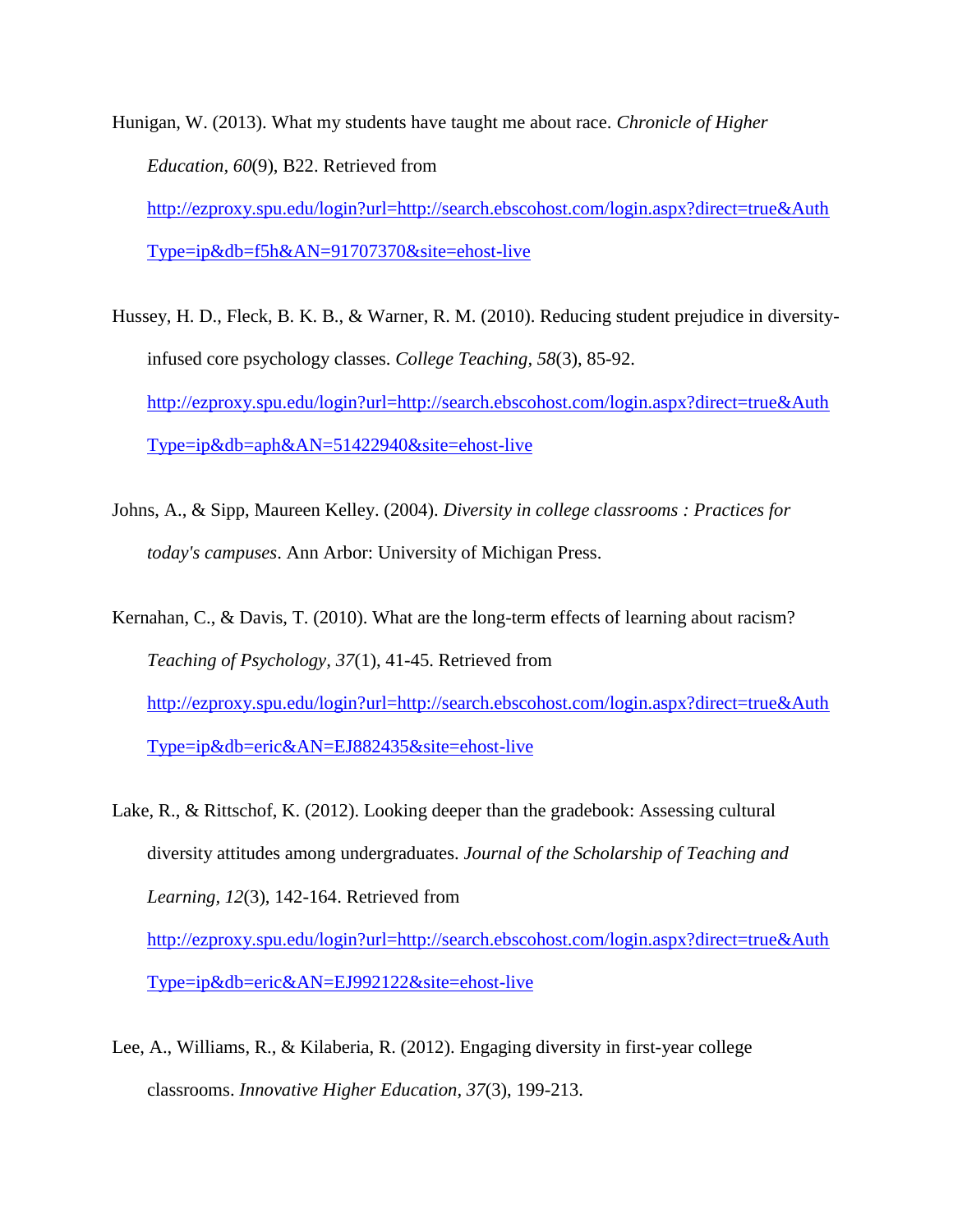Hunigan, W. (2013). What my students have taught me about race. *Chronicle of Higher Education, 60*(9), B22. Retrieved from http://ezproxy.spu.edu/login?url=http://search.ebscohost.com/login.aspx?direct=true&AuthType=ip&db=f5h&AN=91707370&site=ehost-live

Hussey, H. D., Fleck, B. K. B., & Warner, R. M. (2010). Reducing student prejudice in diversity-infused core psychology classes. *College Teaching, 58*(3), 85-92. http://ezproxy.spu.edu/login?url=http://search.ebscohost.com/login.aspx?direct=true&AuthType=ip&db=aph&AN=51422940&site=ehost-live

Johns, A., & Sipp, Maureen Kelley. (2004). *Diversity in college classrooms : Practices for today's campuses*. Ann Arbor: University of Michigan Press.

Kernahan, C., & Davis, T. (2010). What are the long-term effects of learning about racism? *Teaching of Psychology, 37*(1), 41-45. Retrieved from http://ezproxy.spu.edu/login?url=http://search.ebscohost.com/login.aspx?direct=true&AuthType=ip&db=eric&AN=EJ882435&site=ehost-live

Lake, R., & Rittschof, K. (2012). Looking deeper than the gradebook: Assessing cultural diversity attitudes among undergraduates. *Journal of the Scholarship of Teaching and Learning, 12*(3), 142-164. Retrieved from http://ezproxy.spu.edu/login?url=http://search.ebscohost.com/login.aspx?direct=true&AuthType=ip&db=eric&AN=EJ992122&site=ehost-live

Lee, A., Williams, R., & Kilaberia, R. (2012). Engaging diversity in first-year college classrooms. *Innovative Higher Education, 37*(3), 199-213.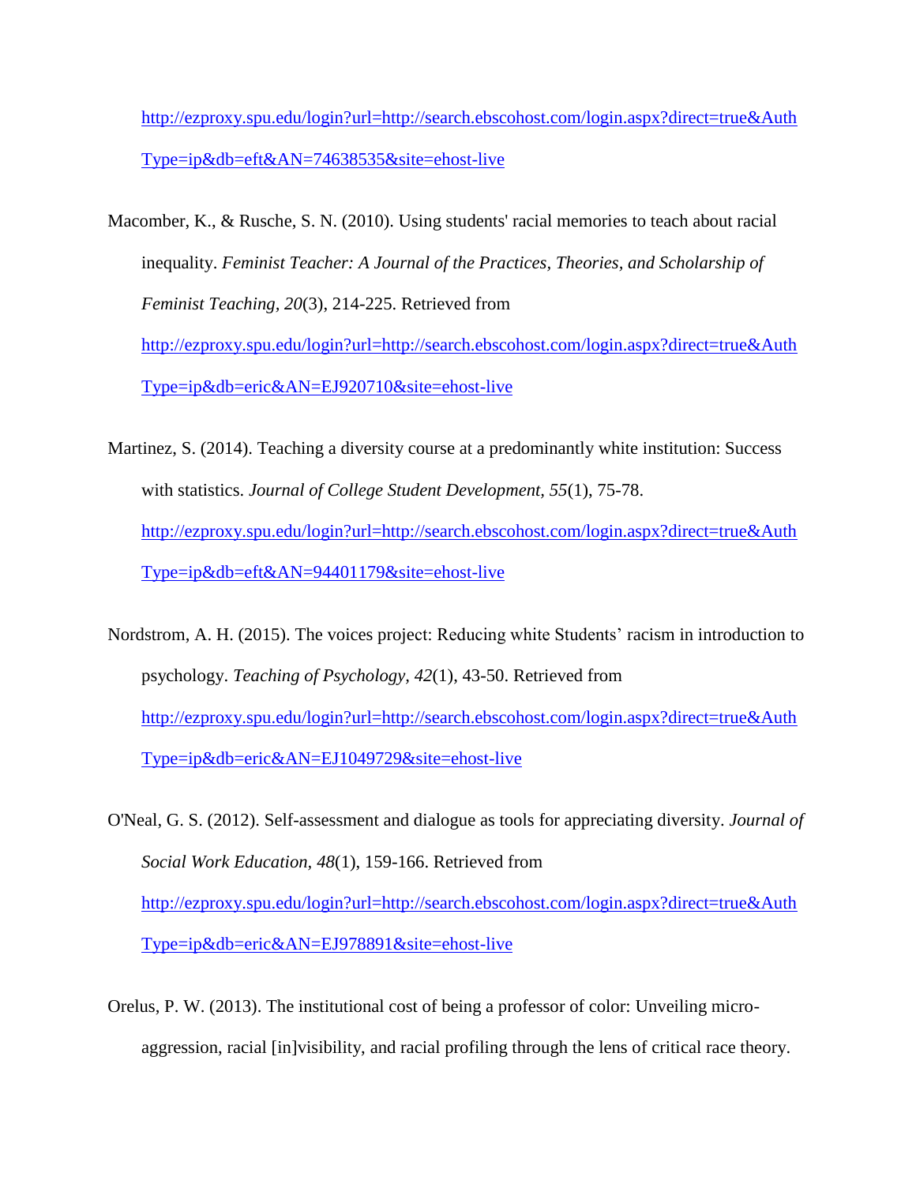http://ezproxy.spu.edu/login?url=http://search.ebscohost.com/login.aspx?direct=true&AuthType=ip&db=eft&AN=74638535&site=ehost-live

Macomber, K., & Rusche, S. N. (2010). Using students' racial memories to teach about racial inequality. *Feminist Teacher: A Journal of the Practices, Theories, and Scholarship of Feminist Teaching, 20*(3), 214-225. Retrieved from http://ezproxy.spu.edu/login?url=http://search.ebscohost.com/login.aspx?direct=true&AuthType=ip&db=eric&AN=EJ920710&site=ehost-live

Martinez, S. (2014). Teaching a diversity course at a predominantly white institution: Success with statistics. *Journal of College Student Development, 55*(1), 75-78. http://ezproxy.spu.edu/login?url=http://search.ebscohost.com/login.aspx?direct=true&AuthType=ip&db=eft&AN=94401179&site=ehost-live

Nordstrom, A. H. (2015). The voices project: Reducing white Students' racism in introduction to psychology. *Teaching of Psychology, 42*(1), 43-50. Retrieved from http://ezproxy.spu.edu/login?url=http://search.ebscohost.com/login.aspx?direct=true&AuthType=ip&db=eric&AN=EJ1049729&site=ehost-live

O'Neal, G. S. (2012). Self-assessment and dialogue as tools for appreciating diversity. *Journal of Social Work Education, 48*(1), 159-166. Retrieved from http://ezproxy.spu.edu/login?url=http://search.ebscohost.com/login.aspx?direct=true&AuthType=ip&db=eric&AN=EJ978891&site=ehost-live

Orelus, P. W. (2013). The institutional cost of being a professor of color: Unveiling micro-aggression, racial [in]visibility, and racial profiling through the lens of critical race theory.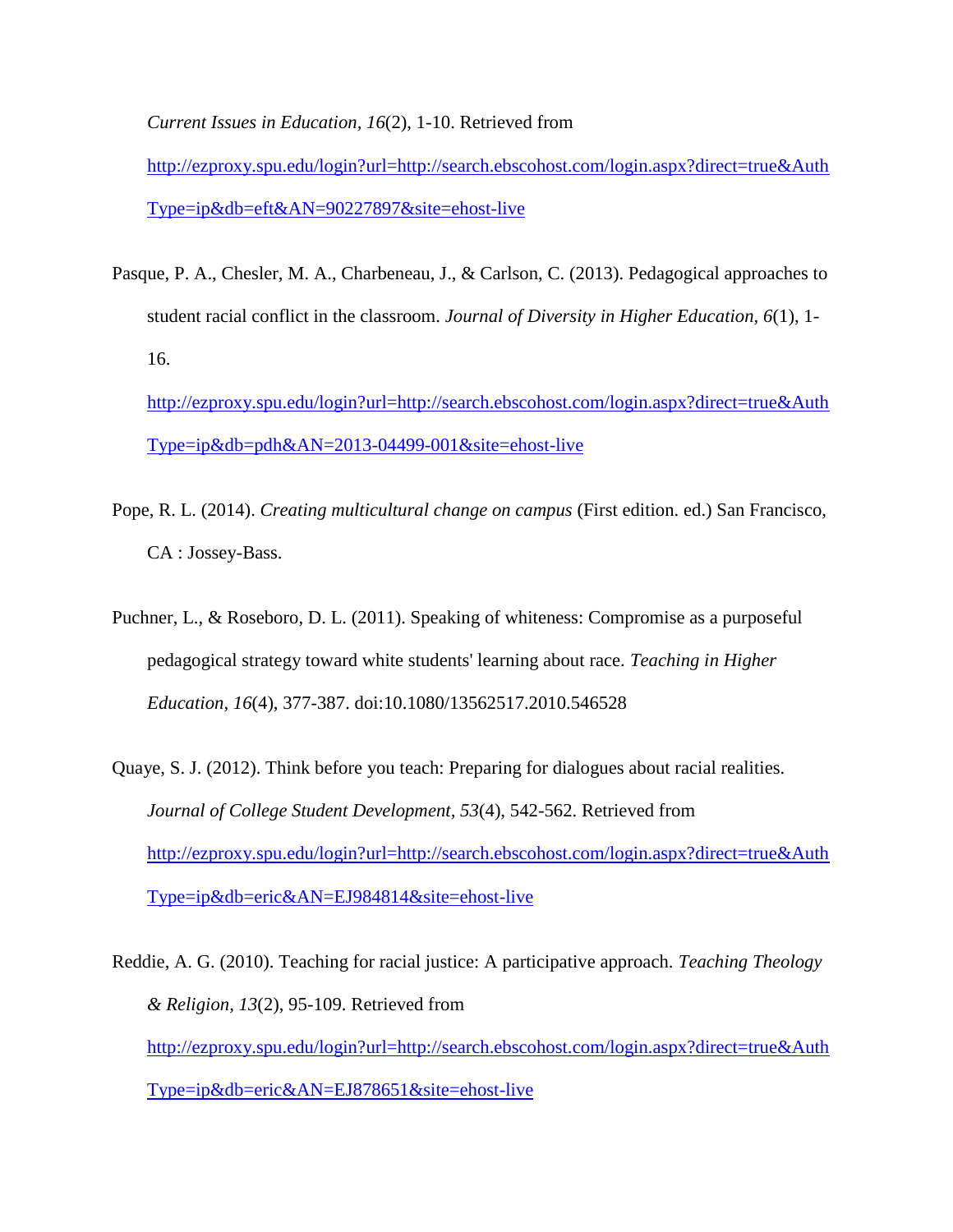*Current Issues in Education, 16*(2), 1-10. Retrieved from http://ezproxy.spu.edu/login?url=http://search.ebscohost.com/login.aspx?direct=true&AuthType=ip&db=eft&AN=90227897&site=ehost-live

Pasque, P. A., Chesler, M. A., Charbeneau, J., & Carlson, C. (2013). Pedagogical approaches to student racial conflict in the classroom. *Journal of Diversity in Higher Education, 6*(1), 1-16. http://ezproxy.spu.edu/login?url=http://search.ebscohost.com/login.aspx?direct=true&AuthType=ip&db=pdh&AN=2013-04499-001&site=ehost-live

Pope, R. L. (2014). *Creating multicultural change on campus* (First edition. ed.) San Francisco, CA : Jossey-Bass.

Puchner, L., & Roseboro, D. L. (2011). Speaking of whiteness: Compromise as a purposeful pedagogical strategy toward white students' learning about race. *Teaching in Higher Education*, *16*(4), 377-387. doi:10.1080/13562517.2010.546528

Quaye, S. J. (2012). Think before you teach: Preparing for dialogues about racial realities. *Journal of College Student Development, 53*(4), 542-562. Retrieved from http://ezproxy.spu.edu/login?url=http://search.ebscohost.com/login.aspx?direct=true&AuthType=ip&db=eric&AN=EJ984814&site=ehost-live

Reddie, A. G. (2010). Teaching for racial justice: A participative approach. *Teaching Theology & Religion*, *13*(2), 95-109. Retrieved from http://ezproxy.spu.edu/login?url=http://search.ebscohost.com/login.aspx?direct=true&AuthType=ip&db=eric&AN=EJ878651&site=ehost-live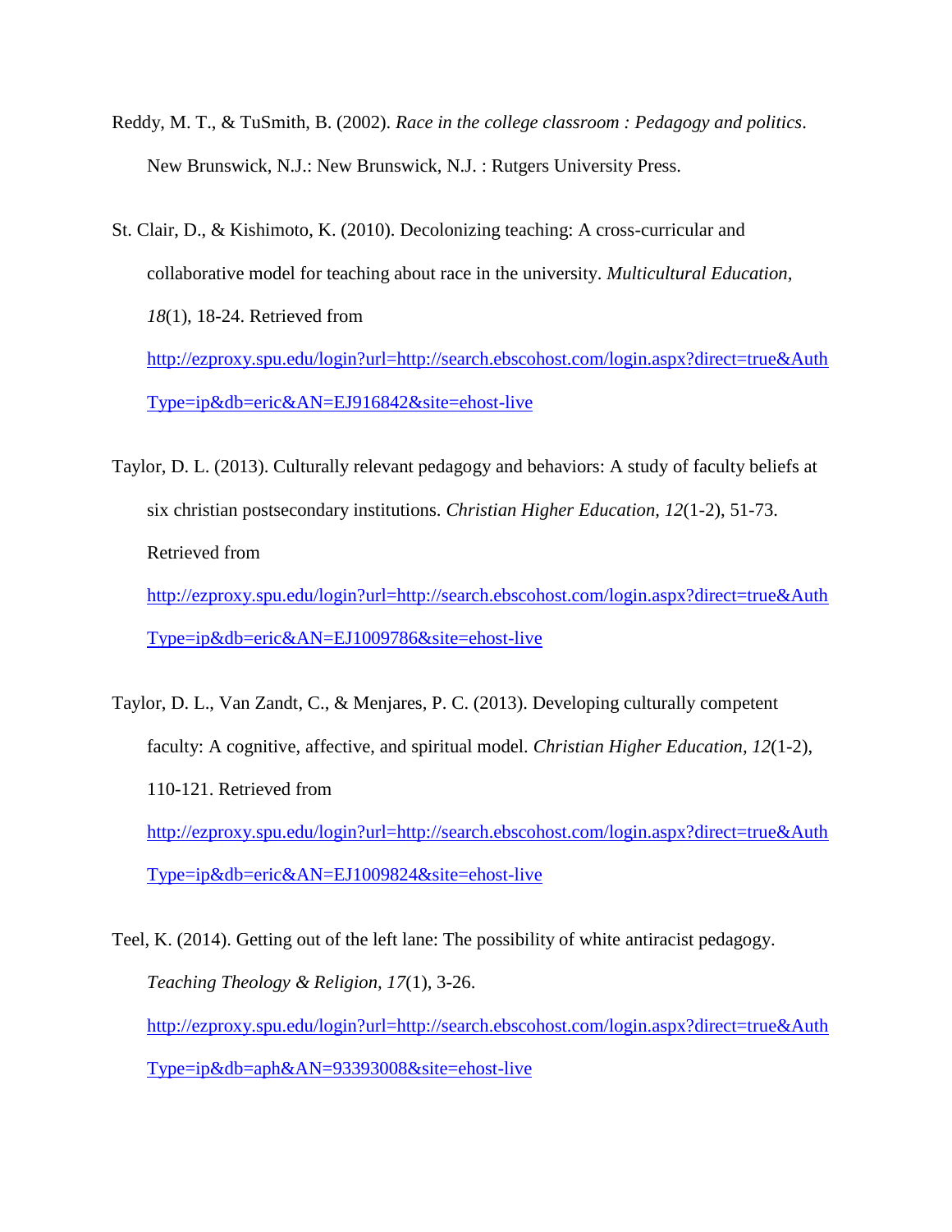Reddy, M. T., & TuSmith, B. (2002). *Race in the college classroom : Pedagogy and politics*. New Brunswick, N.J.: New Brunswick, N.J. : Rutgers University Press.

St. Clair, D., & Kishimoto, K. (2010). Decolonizing teaching: A cross-curricular and collaborative model for teaching about race in the university. *Multicultural Education, 18*(1), 18-24. Retrieved from http://ezproxy.spu.edu/login?url=http://search.ebscohost.com/login.aspx?direct=true&AuthType=ip&db=eric&AN=EJ916842&site=ehost-live

Taylor, D. L. (2013). Culturally relevant pedagogy and behaviors: A study of faculty beliefs at six christian postsecondary institutions. *Christian Higher Education*, *12*(1-2), 51-73. Retrieved from http://ezproxy.spu.edu/login?url=http://search.ebscohost.com/login.aspx?direct=true&AuthType=ip&db=eric&AN=EJ1009786&site=ehost-live

Taylor, D. L., Van Zandt, C., & Menjares, P. C. (2013). Developing culturally competent faculty: A cognitive, affective, and spiritual model. *Christian Higher Education, 12*(1-2), 110-121. Retrieved from http://ezproxy.spu.edu/login?url=http://search.ebscohost.com/login.aspx?direct=true&AuthType=ip&db=eric&AN=EJ1009824&site=ehost-live

Teel, K. (2014). Getting out of the left lane: The possibility of white antiracist pedagogy. *Teaching Theology & Religion, 17*(1), 3-26. http://ezproxy.spu.edu/login?url=http://search.ebscohost.com/login.aspx?direct=true&AuthType=ip&db=aph&AN=93393008&site=ehost-live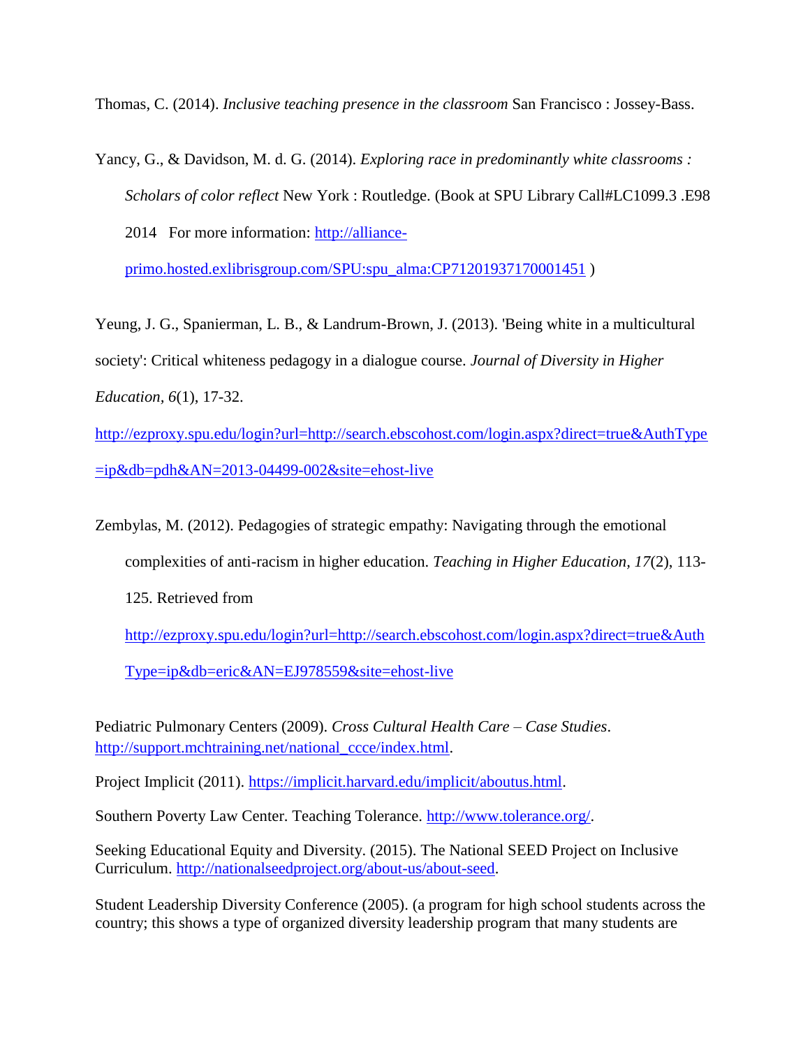Thomas, C. (2014). *Inclusive teaching presence in the classroom* San Francisco : Jossey-Bass.

Yancy, G., & Davidson, M. d. G. (2014). *Exploring race in predominantly white classrooms : Scholars of color reflect* New York : Routledge. (Book at SPU Library Call#LC1099.3 .E98 2014 For more information: http://alliance-primo.hosted.exlibrisgroup.com/SPU:spu_alma:CP71201937170001451 )

Yeung, J. G., Spanierman, L. B., & Landrum-Brown, J. (2013). 'Being white in a multicultural society': Critical whiteness pedagogy in a dialogue course. *Journal of Diversity in Higher Education, 6*(1), 17-32. http://ezproxy.spu.edu/login?url=http://search.ebscohost.com/login.aspx?direct=true&AuthType=ip&db=pdh&AN=2013-04499-002&site=ehost-live

Zembylas, M. (2012). Pedagogies of strategic empathy: Navigating through the emotional complexities of anti-racism in higher education. *Teaching in Higher Education, 17*(2), 113-125. Retrieved from http://ezproxy.spu.edu/login?url=http://search.ebscohost.com/login.aspx?direct=true&AuthType=ip&db=eric&AN=EJ978559&site=ehost-live

Pediatric Pulmonary Centers (2009). *Cross Cultural Health Care – Case Studies*. http://support.mchtraining.net/national_ccce/index.html.

Project Implicit (2011). https://implicit.harvard.edu/implicit/aboutus.html.

Southern Poverty Law Center. Teaching Tolerance. http://www.tolerance.org/.

Seeking Educational Equity and Diversity. (2015). The National SEED Project on Inclusive Curriculum. http://nationalseedproject.org/about-us/about-seed.

Student Leadership Diversity Conference (2005). (a program for high school students across the country; this shows a type of organized diversity leadership program that many students are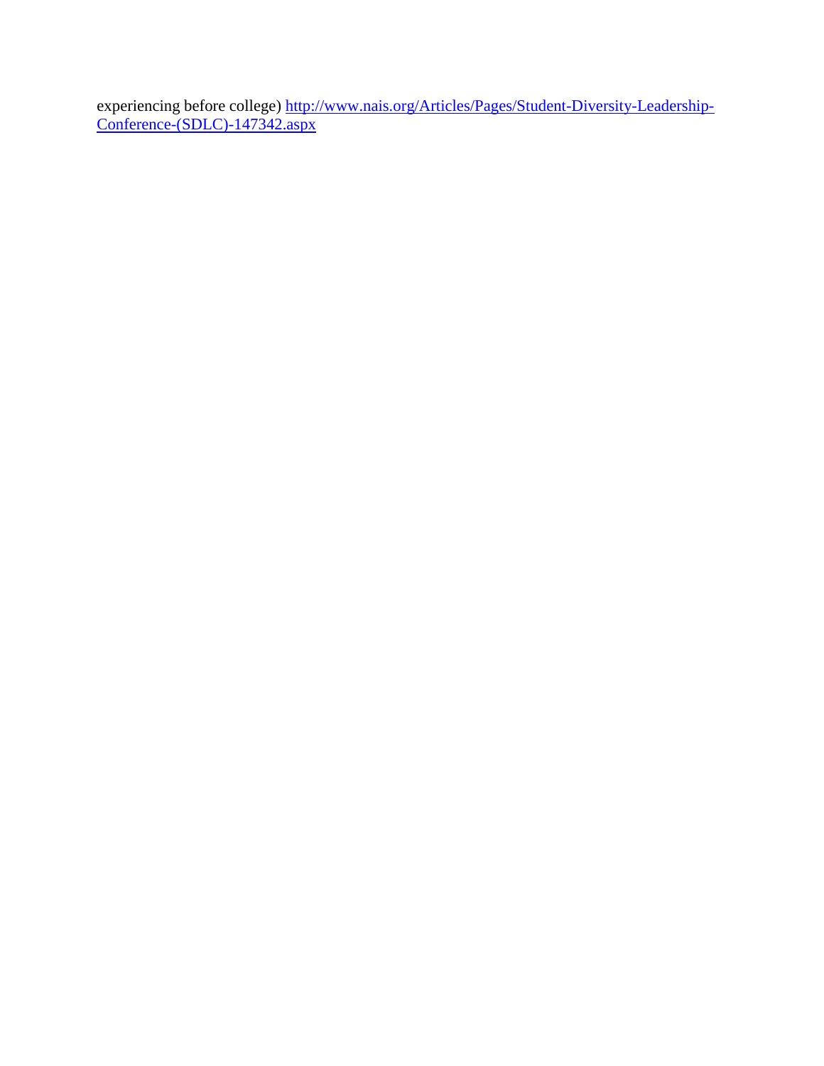experiencing before college) [http://www.nais.org/Articles/Pages/Student-Diversity-Leadership-Conference-(SDLC)-147342.aspx](http://www.nais.org/Articles/Pages/Student-Diversity-Leadership-Conference-(SDLC)-147342.aspx)